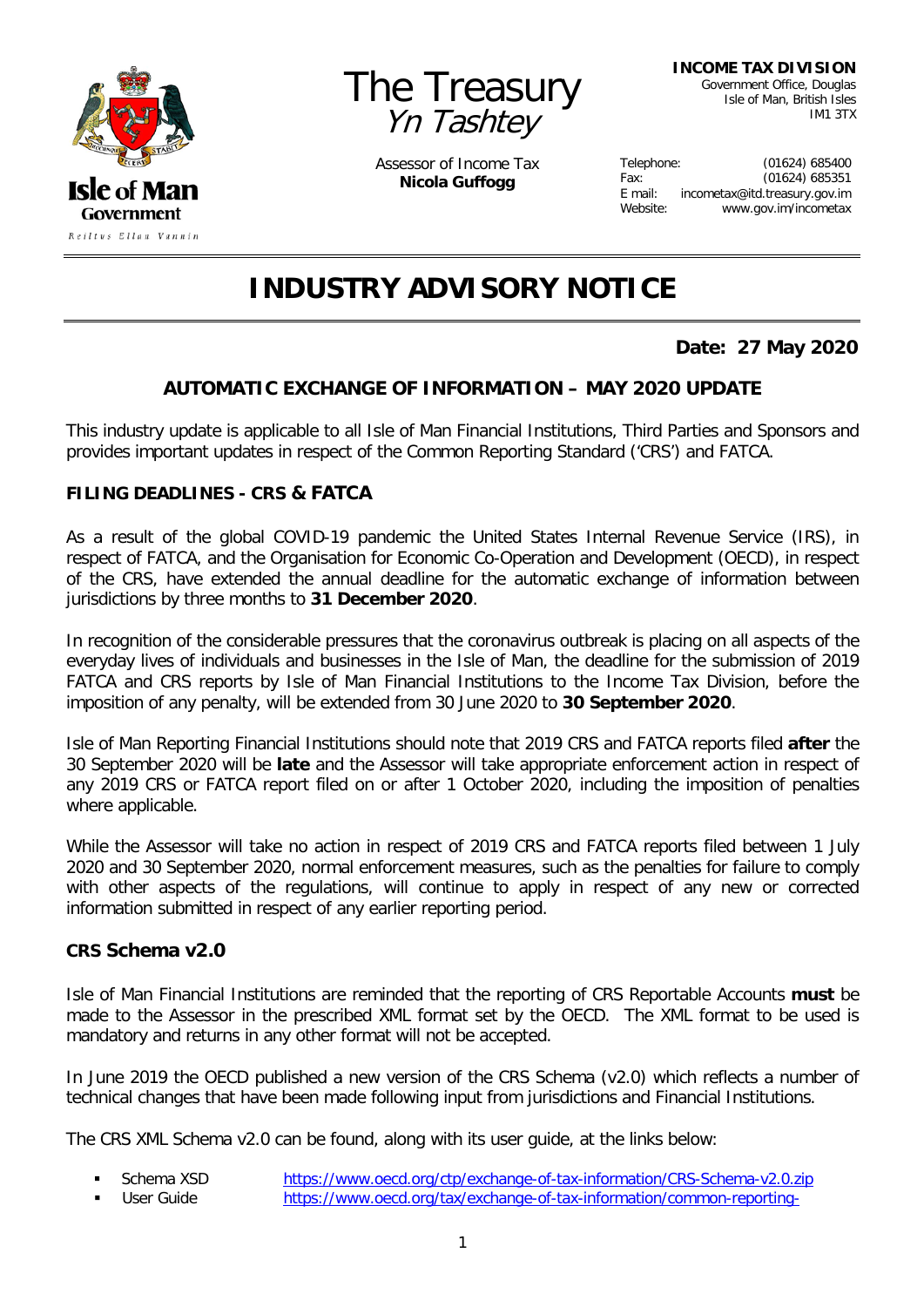Isle of Man Government
Reiltys Ellan Vannin

# The Treasury
*Yn Tashtey*

Assessor of Income Tax
**Nicola Guffogg**

**INCOME TAX DIVISION**
Government Office, Douglas
Isle of Man, British Isles
IM1 3TX

Telephone: (01624) 685400
Fax: (01624) 685351
E mail: incometax@itd.treasury.gov.im
Website: www.gov.im/incometax

# INDUSTRY ADVISORY NOTICE

**Date: 27 May 2020**

## AUTOMATIC EXCHANGE OF INFORMATION – MAY 2020 UPDATE

This industry update is applicable to all Isle of Man Financial Institutions, Third Parties and Sponsors and provides important updates in respect of the Common Reporting Standard ('CRS') and FATCA.

### FILING DEADLINES - CRS & FATCA

As a result of the global COVID-19 pandemic the United States Internal Revenue Service (IRS), in respect of FATCA, and the Organisation for Economic Co-Operation and Development (OECD), in respect of the CRS, have extended the annual deadline for the automatic exchange of information between jurisdictions by three months to **31 December 2020**.

In recognition of the considerable pressures that the coronavirus outbreak is placing on all aspects of the everyday lives of individuals and businesses in the Isle of Man, the deadline for the submission of 2019 FATCA and CRS reports by Isle of Man Financial Institutions to the Income Tax Division, before the imposition of any penalty, will be extended from 30 June 2020 to **30 September 2020**.

Isle of Man Reporting Financial Institutions should note that 2019 CRS and FATCA reports filed **after** the 30 September 2020 will be **late** and the Assessor will take appropriate enforcement action in respect of any 2019 CRS or FATCA report filed on or after 1 October 2020, including the imposition of penalties where applicable.

While the Assessor will take no action in respect of 2019 CRS and FATCA reports filed between 1 July 2020 and 30 September 2020, normal enforcement measures, such as the penalties for failure to comply with other aspects of the regulations, will continue to apply in respect of any new or corrected information submitted in respect of any earlier reporting period.

### CRS Schema v2.0

Isle of Man Financial Institutions are reminded that the reporting of CRS Reportable Accounts **must** be made to the Assessor in the prescribed XML format set by the OECD. The XML format to be used is mandatory and returns in any other format will not be accepted.

In June 2019 the OECD published a new version of the CRS Schema (v2.0) which reflects a number of technical changes that have been made following input from jurisdictions and Financial Institutions.

The CRS XML Schema v2.0 can be found, along with its user guide, at the links below:

- Schema XSD https://www.oecd.org/ctp/exchange-of-tax-information/CRS-Schema-v2.0.zip
- User Guide https://www.oecd.org/tax/exchange-of-tax-information/common-reporting-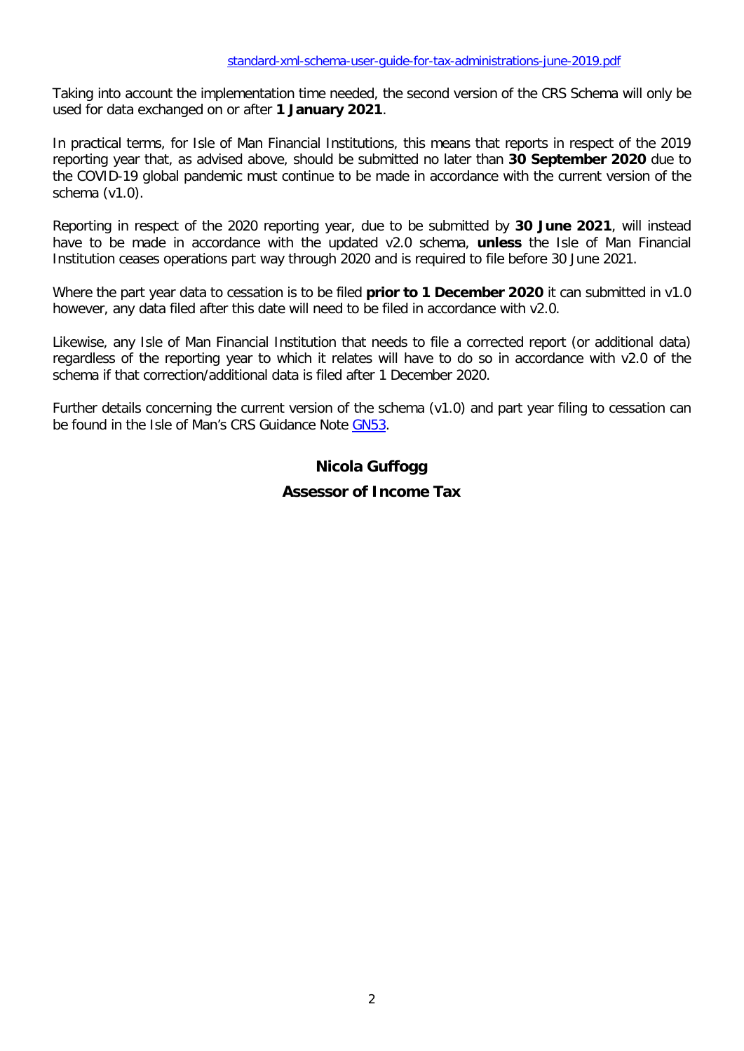[standard-xml-schema-user-guide-for-tax-administrations-june-2019.pdf](standard-xml-schema-user-guide-for-tax-administrations-june-2019.pdf)

Taking into account the implementation time needed, the second version of the CRS Schema will only be used for data exchanged on or after **1 January 2021**.

In practical terms, for Isle of Man Financial Institutions, this means that reports in respect of the 2019 reporting year that, as advised above, should be submitted no later than **30 September 2020** due to the COVID-19 global pandemic must continue to be made in accordance with the current version of the schema (v1.0).

Reporting in respect of the 2020 reporting year, due to be submitted by **30 June 2021**, will instead have to be made in accordance with the updated v2.0 schema, **unless** the Isle of Man Financial Institution ceases operations part way through 2020 and is required to file before 30 June 2021.

Where the part year data to cessation is to be filed **prior to 1 December 2020** it can submitted in v1.0 however, any data filed after this date will need to be filed in accordance with v2.0.

Likewise, any Isle of Man Financial Institution that needs to file a corrected report (or additional data) regardless of the reporting year to which it relates will have to do so in accordance with v2.0 of the schema if that correction/additional data is filed after 1 December 2020.

Further details concerning the current version of the schema (v1.0) and part year filing to cessation can be found in the Isle of Man's CRS Guidance Note [GN53](GN53).

**Nicola Guffogg**

**Assessor of Income Tax**